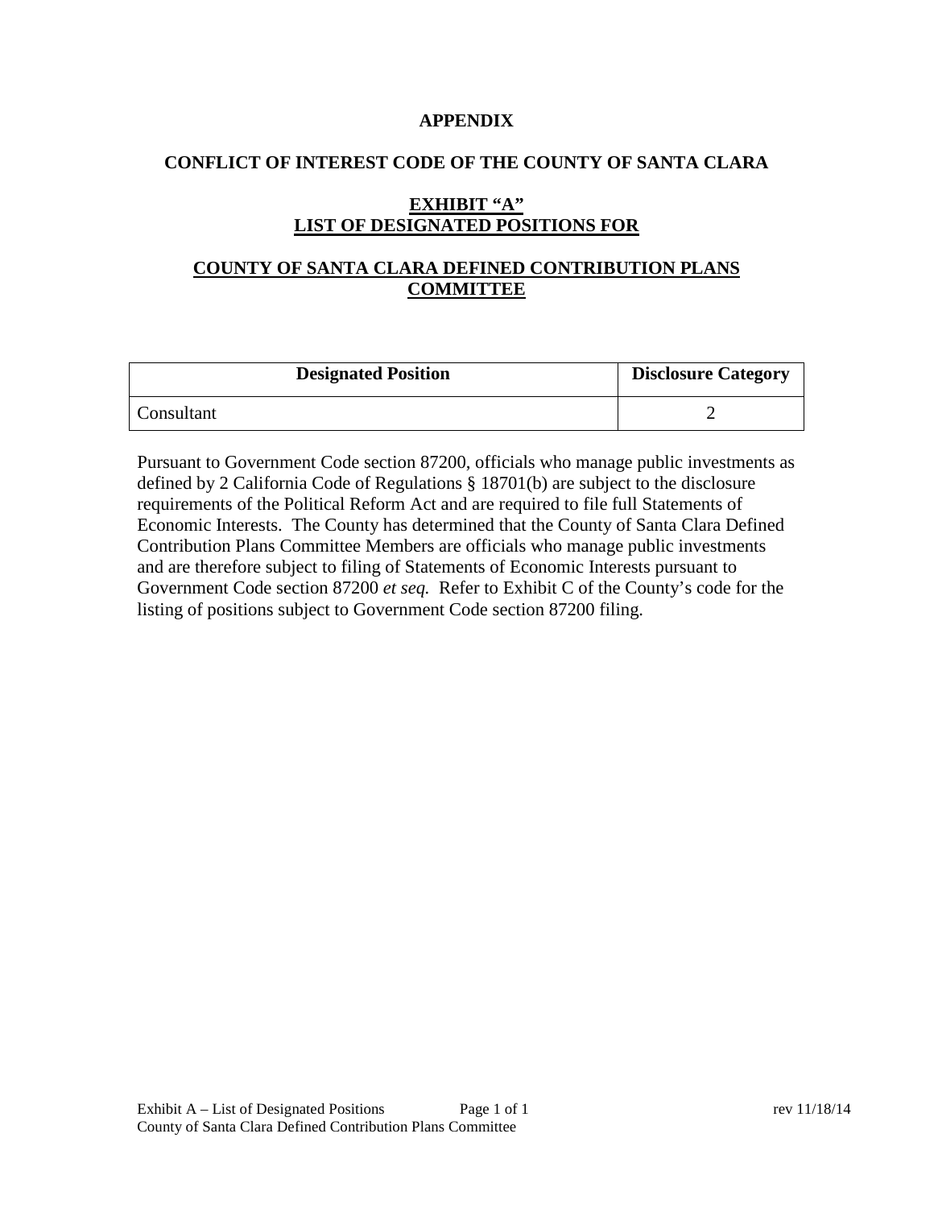# APPENDIX

## CONFLICT OF INTEREST CODE OF THE COUNTY OF SANTA CLARA

## EXHIBIT "A"
## LIST OF DESIGNATED POSITIONS FOR

## COUNTY OF SANTA CLARA DEFINED CONTRIBUTION PLANS COMMITTEE

| Designated Position | Disclosure Category |
| --- | --- |
| Consultant | 2 |

Pursuant to Government Code section 87200, officials who manage public investments as defined by 2 California Code of Regulations § 18701(b) are subject to the disclosure requirements of the Political Reform Act and are required to file full Statements of Economic Interests. The County has determined that the County of Santa Clara Defined Contribution Plans Committee Members are officials who manage public investments and are therefore subject to filing of Statements of Economic Interests pursuant to Government Code section 87200 *et seq.* Refer to Exhibit C of the County's code for the listing of positions subject to Government Code section 87200 filing.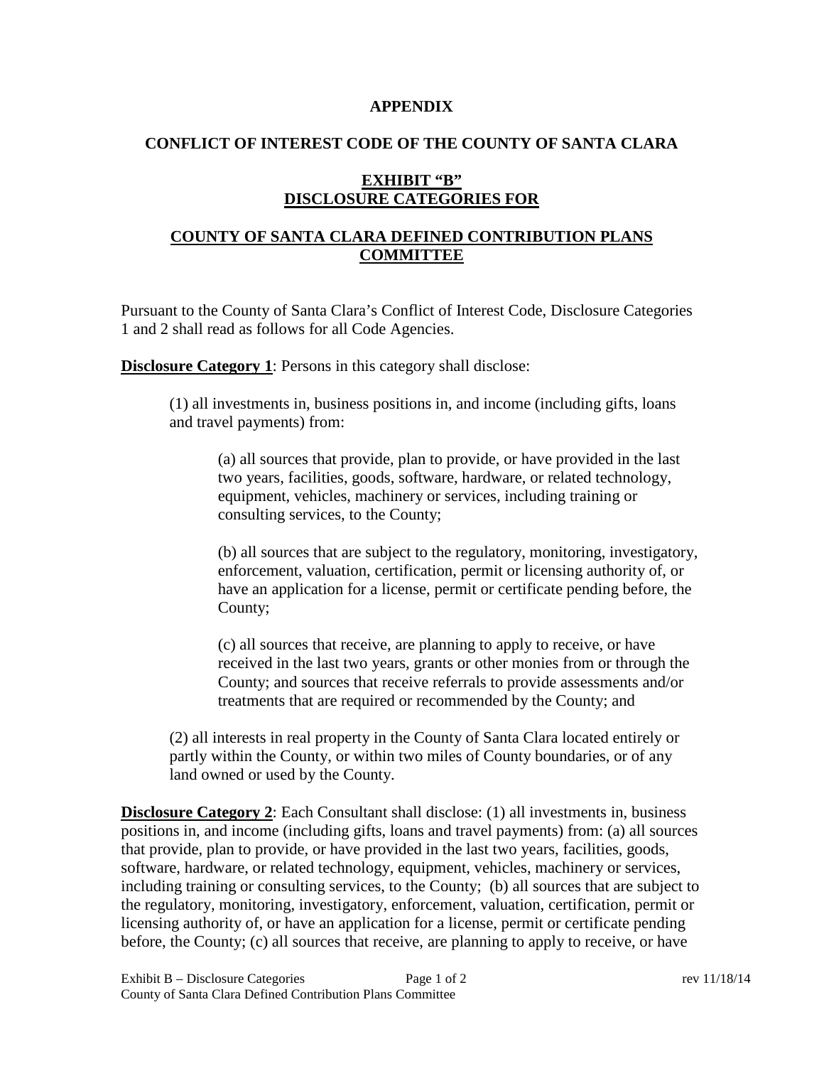**APPENDIX**

**CONFLICT OF INTEREST CODE OF THE COUNTY OF SANTA CLARA**

**EXHIBIT "B"**
**DISCLOSURE CATEGORIES FOR**

**COUNTY OF SANTA CLARA DEFINED CONTRIBUTION PLANS COMMITTEE**

Pursuant to the County of Santa Clara's Conflict of Interest Code, Disclosure Categories 1 and 2 shall read as follows for all Code Agencies.

**Disclosure Category 1**: Persons in this category shall disclose:

(1) all investments in, business positions in, and income (including gifts, loans and travel payments) from:

(a) all sources that provide, plan to provide, or have provided in the last two years, facilities, goods, software, hardware, or related technology, equipment, vehicles, machinery or services, including training or consulting services, to the County;

(b) all sources that are subject to the regulatory, monitoring, investigatory, enforcement, valuation, certification, permit or licensing authority of, or have an application for a license, permit or certificate pending before, the County;

(c) all sources that receive, are planning to apply to receive, or have received in the last two years, grants or other monies from or through the County; and sources that receive referrals to provide assessments and/or treatments that are required or recommended by the County; and

(2) all interests in real property in the County of Santa Clara located entirely or partly within the County, or within two miles of County boundaries, or of any land owned or used by the County.

**Disclosure Category 2**: Each Consultant shall disclose: (1) all investments in, business positions in, and income (including gifts, loans and travel payments) from: (a) all sources that provide, plan to provide, or have provided in the last two years, facilities, goods, software, hardware, or related technology, equipment, vehicles, machinery or services, including training or consulting services, to the County; (b) all sources that are subject to the regulatory, monitoring, investigatory, enforcement, valuation, certification, permit or licensing authority of, or have an application for a license, permit or certificate pending before, the County; (c) all sources that receive, are planning to apply to receive, or have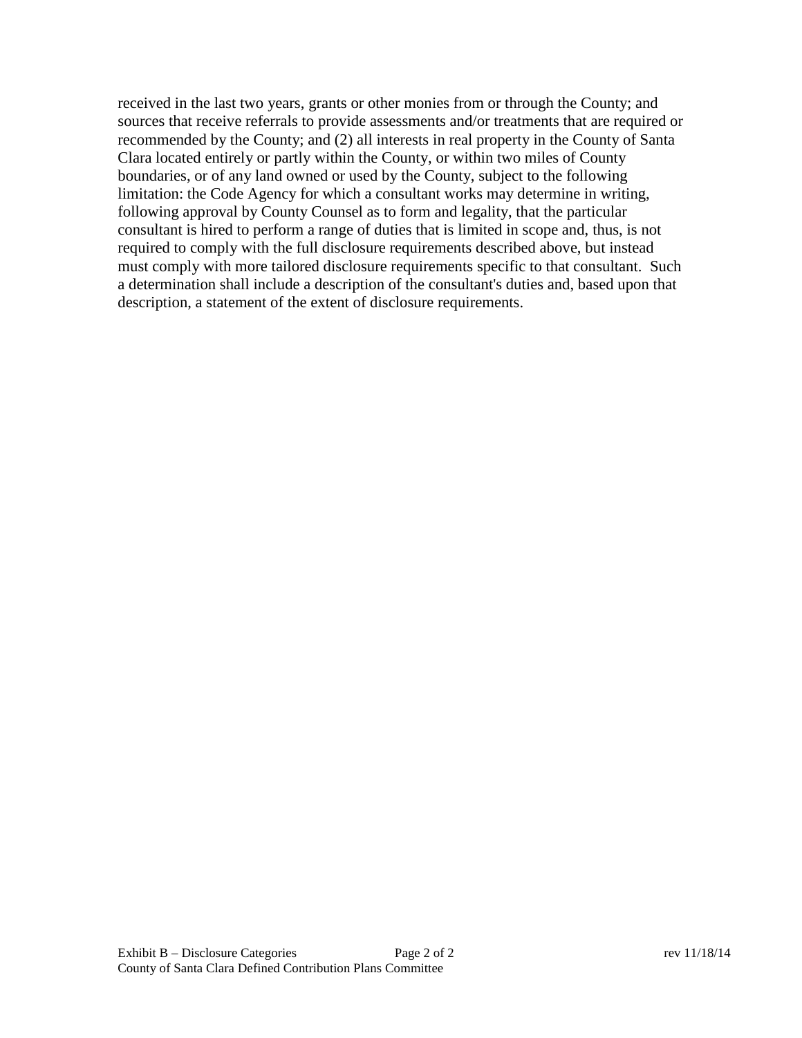received in the last two years, grants or other monies from or through the County; and sources that receive referrals to provide assessments and/or treatments that are required or recommended by the County; and (2) all interests in real property in the County of Santa Clara located entirely or partly within the County, or within two miles of County boundaries, or of any land owned or used by the County, subject to the following limitation: the Code Agency for which a consultant works may determine in writing, following approval by County Counsel as to form and legality, that the particular consultant is hired to perform a range of duties that is limited in scope and, thus, is not required to comply with the full disclosure requirements described above, but instead must comply with more tailored disclosure requirements specific to that consultant. Such a determination shall include a description of the consultant's duties and, based upon that description, a statement of the extent of disclosure requirements.